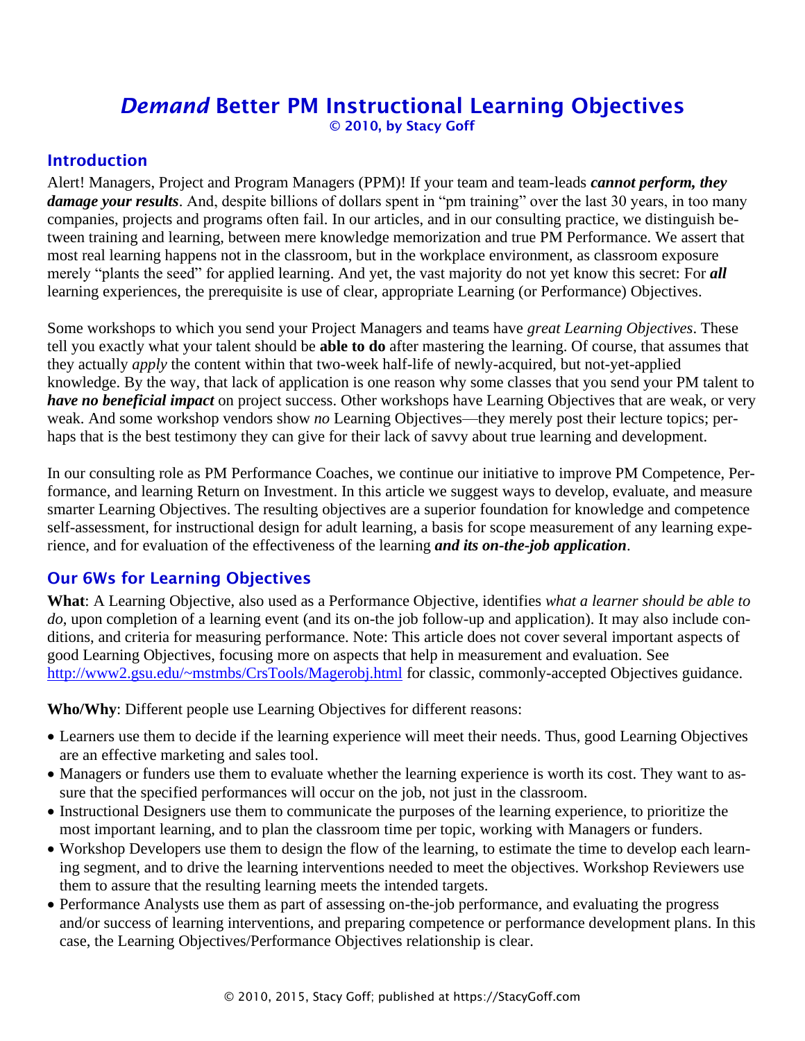# *Demand* Better PM Instructional Learning Objectives

© 2010, by Stacy Goff

## Introduction

Alert! Managers, Project and Program Managers (PPM)! If your team and team-leads ***cannot perform, they damage your results***. And, despite billions of dollars spent in "pm training" over the last 30 years, in too many companies, projects and programs often fail. In our articles, and in our consulting practice, we distinguish between training and learning, between mere knowledge memorization and true PM Performance. We assert that most real learning happens not in the classroom, but in the workplace environment, as classroom exposure merely "plants the seed" for applied learning. And yet, the vast majority do not yet know this secret: For ***all*** learning experiences, the prerequisite is use of clear, appropriate Learning (or Performance) Objectives.

Some workshops to which you send your Project Managers and teams have *great Learning Objectives*. These tell you exactly what your talent should be **able to do** after mastering the learning. Of course, that assumes that they actually *apply* the content within that two-week half-life of newly-acquired, but not-yet-applied knowledge. By the way, that lack of application is one reason why some classes that you send your PM talent to ***have no beneficial impact*** on project success. Other workshops have Learning Objectives that are weak, or very weak. And some workshop vendors show *no* Learning Objectives—they merely post their lecture topics; perhaps that is the best testimony they can give for their lack of savvy about true learning and development.

In our consulting role as PM Performance Coaches, we continue our initiative to improve PM Competence, Performance, and learning Return on Investment. In this article we suggest ways to develop, evaluate, and measure smarter Learning Objectives. The resulting objectives are a superior foundation for knowledge and competence self-assessment, for instructional design for adult learning, a basis for scope measurement of any learning experience, and for evaluation of the effectiveness of the learning ***and its on-the-job application***.

## Our 6Ws for Learning Objectives

**What**: A Learning Objective, also used as a Performance Objective, identifies *what a learner should be able to do*, upon completion of a learning event (and its on-the job follow-up and application). It may also include conditions, and criteria for measuring performance. Note: This article does not cover several important aspects of good Learning Objectives, focusing more on aspects that help in measurement and evaluation. See http://www2.gsu.edu/~mstmbs/CrsTools/Magerobj.html for classic, commonly-accepted Objectives guidance.

**Who/Why**: Different people use Learning Objectives for different reasons:

- Learners use them to decide if the learning experience will meet their needs. Thus, good Learning Objectives are an effective marketing and sales tool.
- Managers or funders use them to evaluate whether the learning experience is worth its cost. They want to assure that the specified performances will occur on the job, not just in the classroom.
- Instructional Designers use them to communicate the purposes of the learning experience, to prioritize the most important learning, and to plan the classroom time per topic, working with Managers or funders.
- Workshop Developers use them to design the flow of the learning, to estimate the time to develop each learning segment, and to drive the learning interventions needed to meet the objectives. Workshop Reviewers use them to assure that the resulting learning meets the intended targets.
- Performance Analysts use them as part of assessing on-the-job performance, and evaluating the progress and/or success of learning interventions, and preparing competence or performance development plans. In this case, the Learning Objectives/Performance Objectives relationship is clear.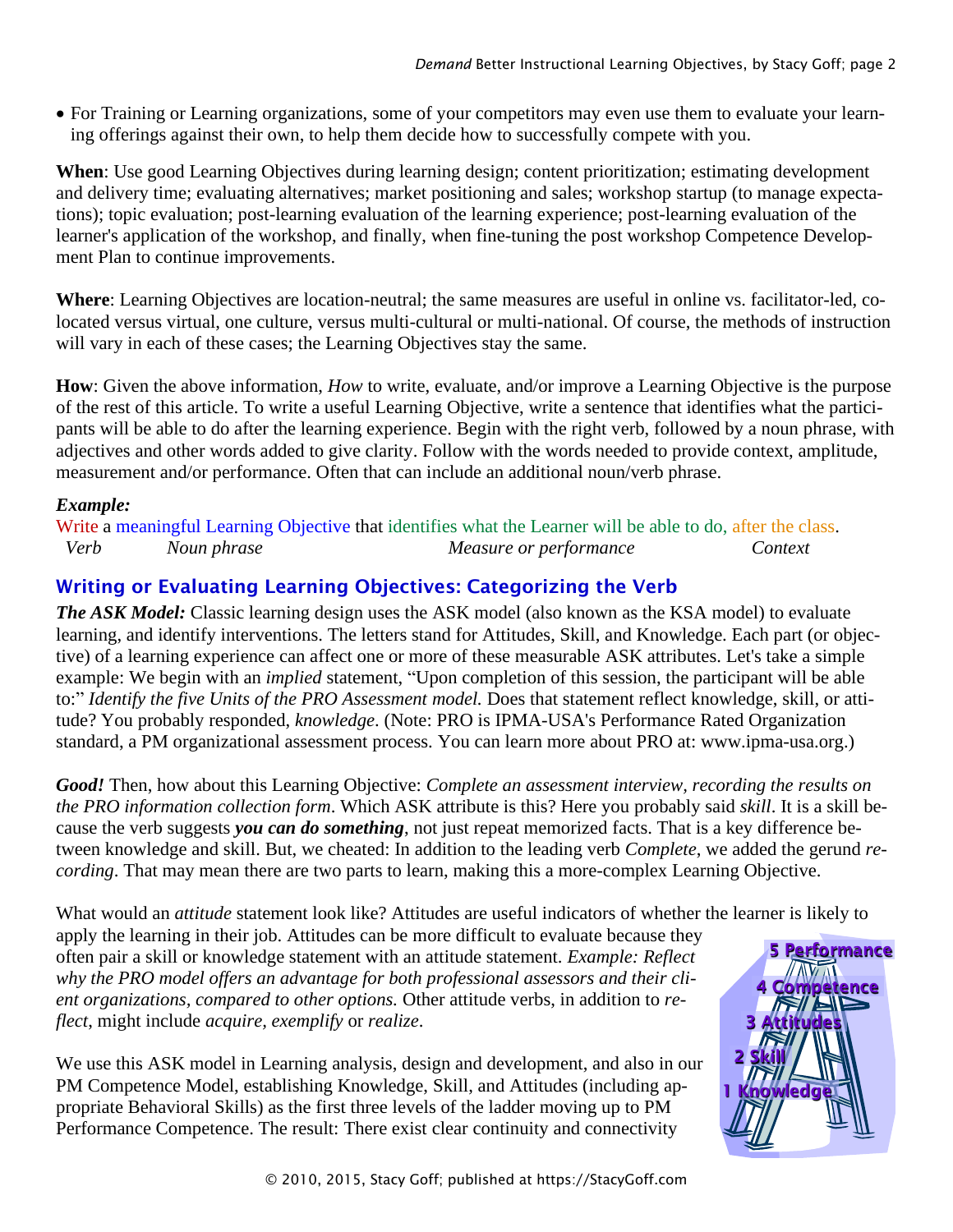- For Training or Learning organizations, some of your competitors may even use them to evaluate your learning offerings against their own, to help them decide how to successfully compete with you.

**When**: Use good Learning Objectives during learning design; content prioritization; estimating development and delivery time; evaluating alternatives; market positioning and sales; workshop startup (to manage expectations); topic evaluation; post-learning evaluation of the learning experience; post-learning evaluation of the learner's application of the workshop, and finally, when fine-tuning the post workshop Competence Development Plan to continue improvements.

**Where**: Learning Objectives are location-neutral; the same measures are useful in online vs. facilitator-led, co-located versus virtual, one culture, versus multi-cultural or multi-national. Of course, the methods of instruction will vary in each of these cases; the Learning Objectives stay the same.

**How**: Given the above information, *How* to write, evaluate, and/or improve a Learning Objective is the purpose of the rest of this article. To write a useful Learning Objective, write a sentence that identifies what the participants will be able to do after the learning experience. Begin with the right verb, followed by a noun phrase, with adjectives and other words added to give clarity. Follow with the words needed to provide context, amplitude, measurement and/or performance. Often that can include an additional noun/verb phrase.

***Example:***

Write a meaningful Learning Objective that identifies what the Learner will be able to do, after the class.

*Verb* — *Noun phrase* — *Measure or performance* — *Context*

## Writing or Evaluating Learning Objectives: Categorizing the Verb

***The ASK Model:*** Classic learning design uses the ASK model (also known as the KSA model) to evaluate learning, and identify interventions. The letters stand for Attitudes, Skill, and Knowledge. Each part (or objective) of a learning experience can affect one or more of these measurable ASK attributes. Let's take a simple example: We begin with an *implied* statement, "Upon completion of this session, the participant will be able to:" *Identify the five Units of the PRO Assessment model.* Does that statement reflect knowledge, skill, or attitude? You probably responded, *knowledge*. (Note: PRO is IPMA-USA's Performance Rated Organization standard, a PM organizational assessment process. You can learn more about PRO at: www.ipma-usa.org.)

***Good!*** Then, how about this Learning Objective: *Complete an assessment interview, recording the results on the PRO information collection form*. Which ASK attribute is this? Here you probably said *skill*. It is a skill because the verb suggests ***you can do something***, not just repeat memorized facts. That is a key difference between knowledge and skill. But, we cheated: In addition to the leading verb *Complete*, we added the gerund *recording*. That may mean there are two parts to learn, making this a more-complex Learning Objective.

What would an *attitude* statement look like? Attitudes are useful indicators of whether the learner is likely to apply the learning in their job. Attitudes can be more difficult to evaluate because they often pair a skill or knowledge statement with an attitude statement. *Example: Reflect why the PRO model offers an advantage for both professional assessors and their client organizations, compared to other options.* Other attitude verbs, in addition to *reflect*, might include *acquire, exemplify* or *realize*.

5 Performance
4 Competence
3 Attitudes
2 Skill
1 Knowledge

We use this ASK model in Learning analysis, design and development, and also in our PM Competence Model, establishing Knowledge, Skill, and Attitudes (including appropriate Behavioral Skills) as the first three levels of the ladder moving up to PM Performance Competence. The result: There exist clear continuity and connectivity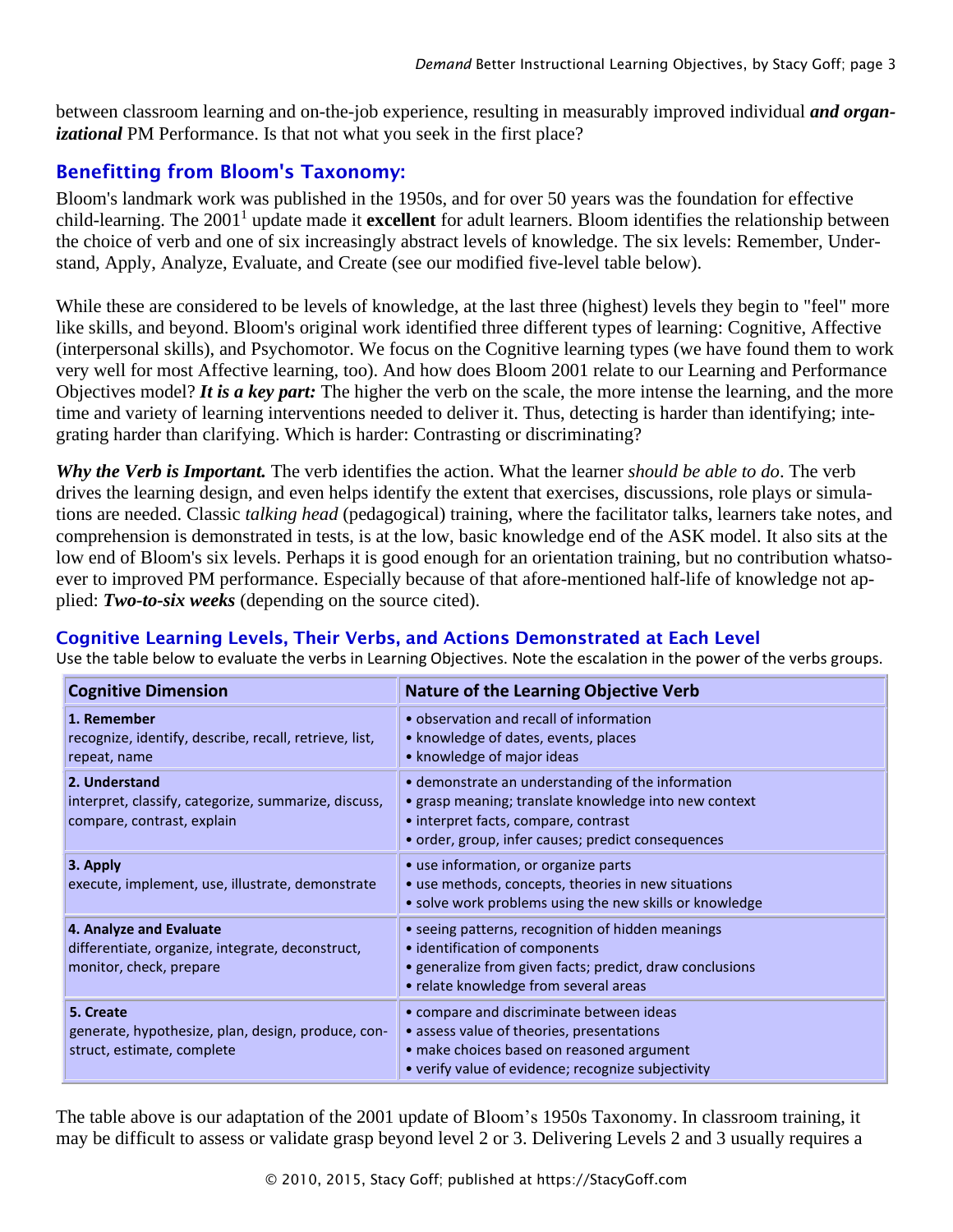between classroom learning and on-the-job experience, resulting in measurably improved individual ***and organizational*** PM Performance. Is that not what you seek in the first place?

## Benefitting from Bloom's Taxonomy:

Bloom's landmark work was published in the 1950s, and for over 50 years was the foundation for effective child-learning. The 2001[1] update made it **excellent** for adult learners. Bloom identifies the relationship between the choice of verb and one of six increasingly abstract levels of knowledge. The six levels: Remember, Understand, Apply, Analyze, Evaluate, and Create (see our modified five-level table below).

While these are considered to be levels of knowledge, at the last three (highest) levels they begin to "feel" more like skills, and beyond. Bloom's original work identified three different types of learning: Cognitive, Affective (interpersonal skills), and Psychomotor. We focus on the Cognitive learning types (we have found them to work very well for most Affective learning, too). And how does Bloom 2001 relate to our Learning and Performance Objectives model? ***It is a key part:*** The higher the verb on the scale, the more intense the learning, and the more time and variety of learning interventions needed to deliver it. Thus, detecting is harder than identifying; integrating harder than clarifying. Which is harder: Contrasting or discriminating?

***Why the Verb is Important.*** The verb identifies the action. What the learner *should be able to do*. The verb drives the learning design, and even helps identify the extent that exercises, discussions, role plays or simulations are needed. Classic *talking head* (pedagogical) training, where the facilitator talks, learners take notes, and comprehension is demonstrated in tests, is at the low, basic knowledge end of the ASK model. It also sits at the low end of Bloom's six levels. Perhaps it is good enough for an orientation training, but no contribution whatsoever to improved PM performance. Especially because of that afore-mentioned half-life of knowledge not applied: ***Two-to-six weeks*** (depending on the source cited).

## Cognitive Learning Levels, Their Verbs, and Actions Demonstrated at Each Level

Use the table below to evaluate the verbs in Learning Objectives. Note the escalation in the power of the verbs groups.

| Cognitive Dimension | Nature of the Learning Objective Verb |
|---|---|
| **1. Remember**<br>recognize, identify, describe, recall, retrieve, list, repeat, name | • observation and recall of information<br>• knowledge of dates, events, places<br>• knowledge of major ideas |
| **2. Understand**<br>interpret, classify, categorize, summarize, discuss, compare, contrast, explain | • demonstrate an understanding of the information<br>• grasp meaning; translate knowledge into new context<br>• interpret facts, compare, contrast<br>• order, group, infer causes; predict consequences |
| **3. Apply**<br>execute, implement, use, illustrate, demonstrate | • use information, or organize parts<br>• use methods, concepts, theories in new situations<br>• solve work problems using the new skills or knowledge |
| **4. Analyze and Evaluate**<br>differentiate, organize, integrate, deconstruct, monitor, check, prepare | • seeing patterns, recognition of hidden meanings<br>• identification of components<br>• generalize from given facts; predict, draw conclusions<br>• relate knowledge from several areas |
| **5. Create**<br>generate, hypothesize, plan, design, produce, construct, estimate, complete | • compare and discriminate between ideas<br>• assess value of theories, presentations<br>• make choices based on reasoned argument<br>• verify value of evidence; recognize subjectivity |

The table above is our adaptation of the 2001 update of Bloom's 1950s Taxonomy. In classroom training, it may be difficult to assess or validate grasp beyond level 2 or 3. Delivering Levels 2 and 3 usually requires a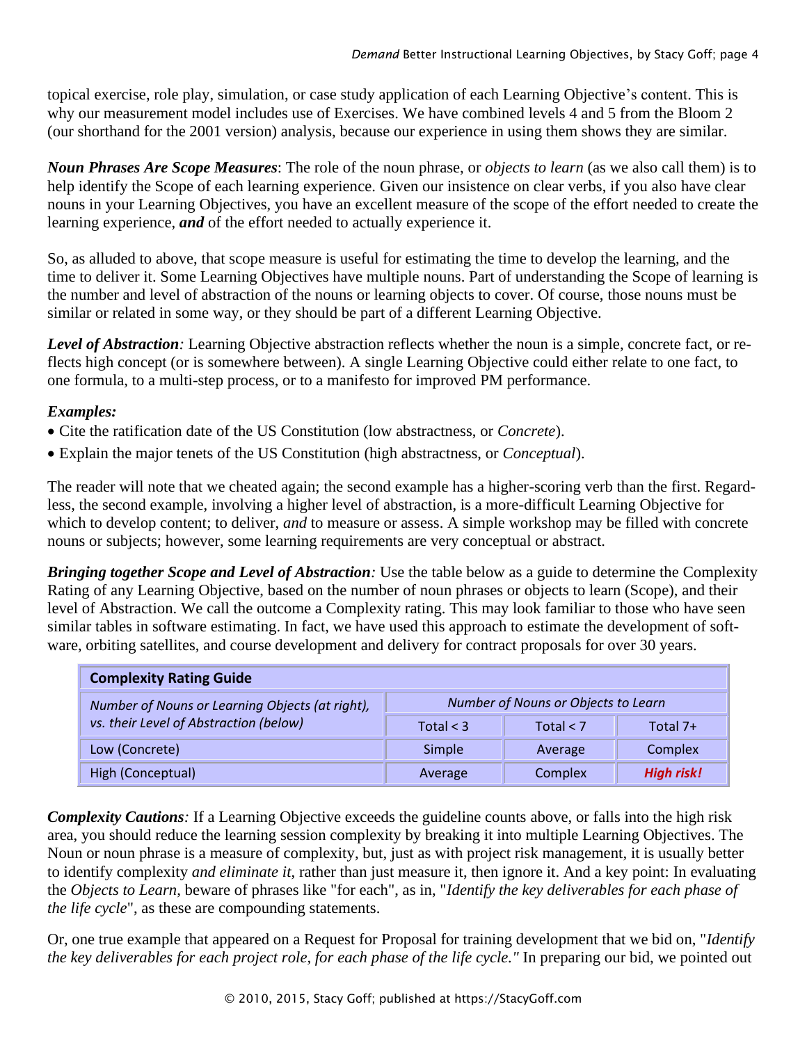topical exercise, role play, simulation, or case study application of each Learning Objective's content. This is why our measurement model includes use of Exercises. We have combined levels 4 and 5 from the Bloom 2 (our shorthand for the 2001 version) analysis, because our experience in using them shows they are similar.

***Noun Phrases Are Scope Measures***: The role of the noun phrase, or *objects to learn* (as we also call them) is to help identify the Scope of each learning experience. Given our insistence on clear verbs, if you also have clear nouns in your Learning Objectives, you have an excellent measure of the scope of the effort needed to create the learning experience, ***and*** of the effort needed to actually experience it.

So, as alluded to above, that scope measure is useful for estimating the time to develop the learning, and the time to deliver it. Some Learning Objectives have multiple nouns. Part of understanding the Scope of learning is the number and level of abstraction of the nouns or learning objects to cover. Of course, those nouns must be similar or related in some way, or they should be part of a different Learning Objective.

***Level of Abstraction****:* Learning Objective abstraction reflects whether the noun is a simple, concrete fact, or reflects high concept (or is somewhere between). A single Learning Objective could either relate to one fact, to one formula, to a multi-step process, or to a manifesto for improved PM performance.

***Examples:***

- Cite the ratification date of the US Constitution (low abstractness, or *Concrete*).
- Explain the major tenets of the US Constitution (high abstractness, or *Conceptual*).

The reader will note that we cheated again; the second example has a higher-scoring verb than the first. Regardless, the second example, involving a higher level of abstraction, is a more-difficult Learning Objective for which to develop content; to deliver, *and* to measure or assess. A simple workshop may be filled with concrete nouns or subjects; however, some learning requirements are very conceptual or abstract.

***Bringing together Scope and Level of Abstraction****:* Use the table below as a guide to determine the Complexity Rating of any Learning Objective, based on the number of noun phrases or objects to learn (Scope), and their level of Abstraction. We call the outcome a Complexity rating. This may look familiar to those who have seen similar tables in software estimating. In fact, we have used this approach to estimate the development of software, orbiting satellites, and course development and delivery for contract proposals for over 30 years.

| **Complexity Rating Guide** | | | |
|---|---|---|---|
| *Number of Nouns or Learning Objects (at right), vs. their Level of Abstraction (below)* | *Number of Nouns or Objects to Learn* | | |
| | Total < 3 | Total < 7 | Total 7+ |
| Low (Concrete) | Simple | Average | Complex |
| High (Conceptual) | Average | Complex | ***High risk!*** |

***Complexity Cautions****:* If a Learning Objective exceeds the guideline counts above, or falls into the high risk area, you should reduce the learning session complexity by breaking it into multiple Learning Objectives. The Noun or noun phrase is a measure of complexity, but, just as with project risk management, it is usually better to identify complexity *and eliminate it*, rather than just measure it, then ignore it. And a key point: In evaluating the *Objects to Learn*, beware of phrases like "for each", as in, "*Identify the key deliverables for each phase of the life cycle*", as these are compounding statements.

Or, one true example that appeared on a Request for Proposal for training development that we bid on, "*Identify the key deliverables for each project role, for each phase of the life cycle."* In preparing our bid, we pointed out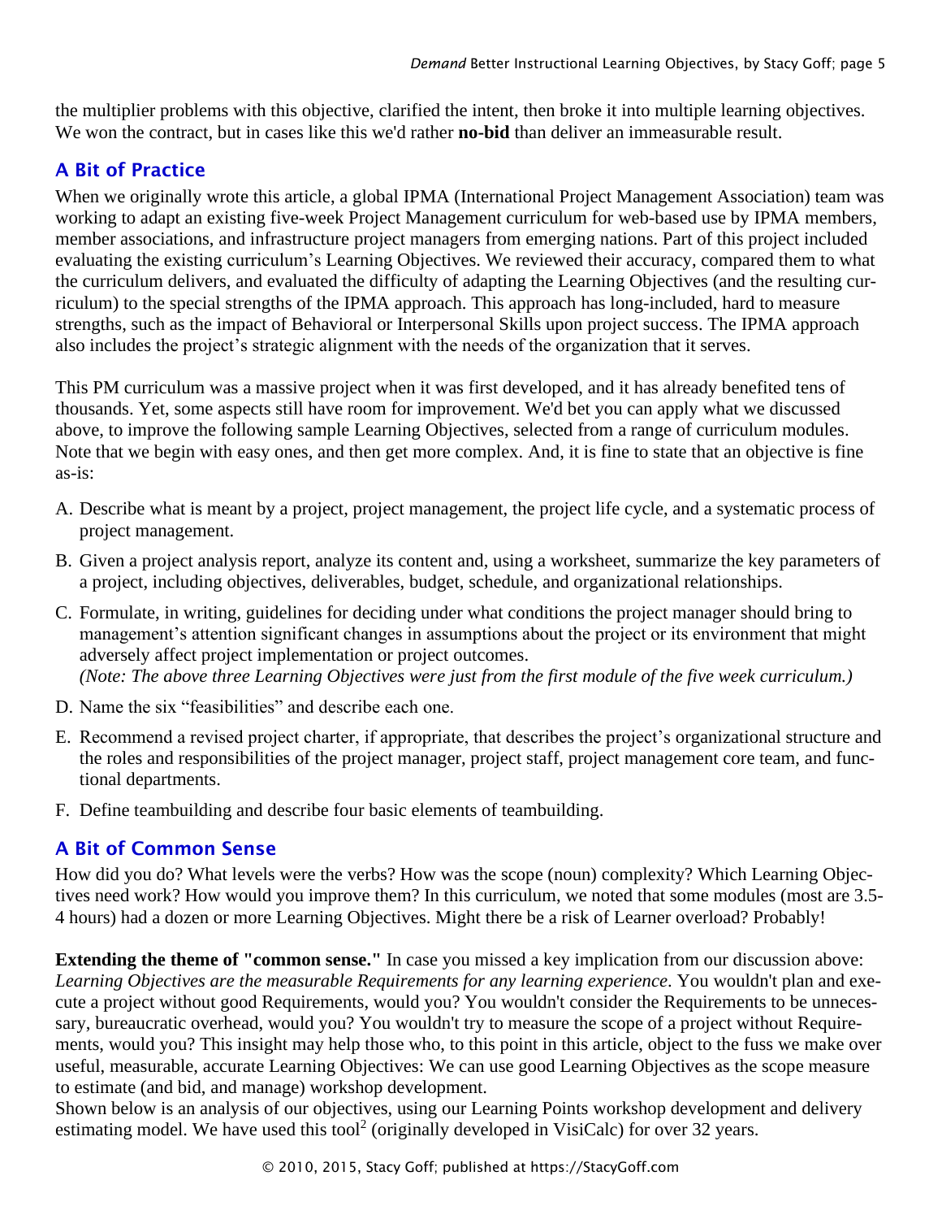the multiplier problems with this objective, clarified the intent, then broke it into multiple learning objectives. We won the contract, but in cases like this we'd rather **no-bid** than deliver an immeasurable result.

## A Bit of Practice

When we originally wrote this article, a global IPMA (International Project Management Association) team was working to adapt an existing five-week Project Management curriculum for web-based use by IPMA members, member associations, and infrastructure project managers from emerging nations. Part of this project included evaluating the existing curriculum's Learning Objectives. We reviewed their accuracy, compared them to what the curriculum delivers, and evaluated the difficulty of adapting the Learning Objectives (and the resulting curriculum) to the special strengths of the IPMA approach. This approach has long-included, hard to measure strengths, such as the impact of Behavioral or Interpersonal Skills upon project success. The IPMA approach also includes the project's strategic alignment with the needs of the organization that it serves.

This PM curriculum was a massive project when it was first developed, and it has already benefited tens of thousands. Yet, some aspects still have room for improvement. We'd bet you can apply what we discussed above, to improve the following sample Learning Objectives, selected from a range of curriculum modules. Note that we begin with easy ones, and then get more complex. And, it is fine to state that an objective is fine as-is:

A. Describe what is meant by a project, project management, the project life cycle, and a systematic process of project management.

B. Given a project analysis report, analyze its content and, using a worksheet, summarize the key parameters of a project, including objectives, deliverables, budget, schedule, and organizational relationships.

C. Formulate, in writing, guidelines for deciding under what conditions the project manager should bring to management's attention significant changes in assumptions about the project or its environment that might adversely affect project implementation or project outcomes.
*(Note: The above three Learning Objectives were just from the first module of the five week curriculum.)*

D. Name the six "feasibilities" and describe each one.

E. Recommend a revised project charter, if appropriate, that describes the project's organizational structure and the roles and responsibilities of the project manager, project staff, project management core team, and functional departments.

F. Define teambuilding and describe four basic elements of teambuilding.

## A Bit of Common Sense

How did you do? What levels were the verbs? How was the scope (noun) complexity? Which Learning Objectives need work? How would you improve them? In this curriculum, we noted that some modules (most are 3.5-4 hours) had a dozen or more Learning Objectives. Might there be a risk of Learner overload? Probably!

**Extending the theme of "common sense."** In case you missed a key implication from our discussion above: *Learning Objectives are the measurable Requirements for any learning experience*. You wouldn't plan and execute a project without good Requirements, would you? You wouldn't consider the Requirements to be unnecessary, bureaucratic overhead, would you? You wouldn't try to measure the scope of a project without Requirements, would you? This insight may help those who, to this point in this article, object to the fuss we make over useful, measurable, accurate Learning Objectives: We can use good Learning Objectives as the scope measure to estimate (and bid, and manage) workshop development.
Shown below is an analysis of our objectives, using our Learning Points workshop development and delivery estimating model. We have used this tool[2] (originally developed in VisiCalc) for over 32 years.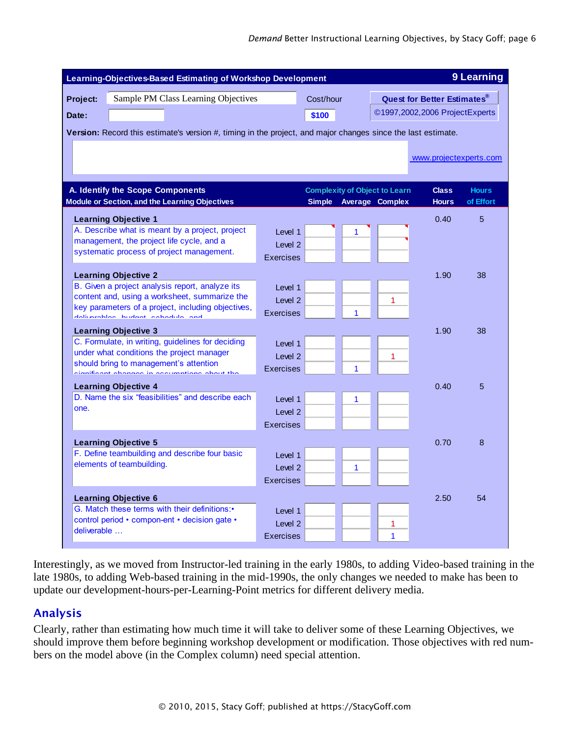**Learning-Objectives-Based Estimating of Workshop Development** — **9 Learning**

| | |
|---|---|
| **Project:** | Sample PM Class Learning Objectives |
| **Date:** | |
| Cost/hour | **$100** |
| **Quest for Better Estimates®** | ©1997,2002,2006 ProjectExperts |

**Version:** Record this estimate's version #, timing in the project, and major changes since the last estimate.

www.projectexperts.com

| A. Identify the Scope Components<br>Module or Section, and the Learning Objectives | | Complexity of Object to Learn<br>Simple | Average | Complex | Class Hours | Hours of Effort |
|---|---|---|---|---|---|---|
| **Learning Objective 1**<br>A. Describe what is meant by a project, project management, the project life cycle, and a systematic process of project management. | Level 1 | | 1 | | 0.40 | 5 |
| | Level 2 | | | | | |
| | Exercises | | | | | |
| **Learning Objective 2**<br>B. Given a project analysis report, analyze its content and, using a worksheet, summarize the key parameters of a project, including objectives, deliverables, budget, schedule, and | Level 1 | | | | 1.90 | 38 |
| | Level 2 | | | 1 | | |
| | Exercises | | 1 | | | |
| **Learning Objective 3**<br>C. Formulate, in writing, guidelines for deciding under what conditions the project manager should bring to management's attention significant changes in assumptions about the | Level 1 | | | | 1.90 | 38 |
| | Level 2 | | | 1 | | |
| | Exercises | | 1 | | | |
| **Learning Objective 4**<br>D. Name the six "feasibilities" and describe each one. | Level 1 | | 1 | | 0.40 | 5 |
| | Level 2 | | | | | |
| | Exercises | | | | | |
| **Learning Objective 5**<br>F. Define teambuilding and describe four basic elements of teambuilding. | Level 1 | | | | 0.70 | 8 |
| | Level 2 | | 1 | | | |
| | Exercises | | | | | |
| **Learning Objective 6**<br>G. Match these terms with their definitions:• control period • compon-ent • decision gate • deliverable … | Level 1 | | | | 2.50 | 54 |
| | Level 2 | | | 1 | | |
| | Exercises | | | 1 | | |

Interestingly, as we moved from Instructor-led training in the early 1980s, to adding Video-based training in the late 1980s, to adding Web-based training in the mid-1990s, the only changes we needed to make has been to update our development-hours-per-Learning-Point metrics for different delivery media.

## Analysis

Clearly, rather than estimating how much time it will take to deliver some of these Learning Objectives, we should improve them before beginning workshop development or modification. Those objectives with red numbers on the model above (in the Complex column) need special attention.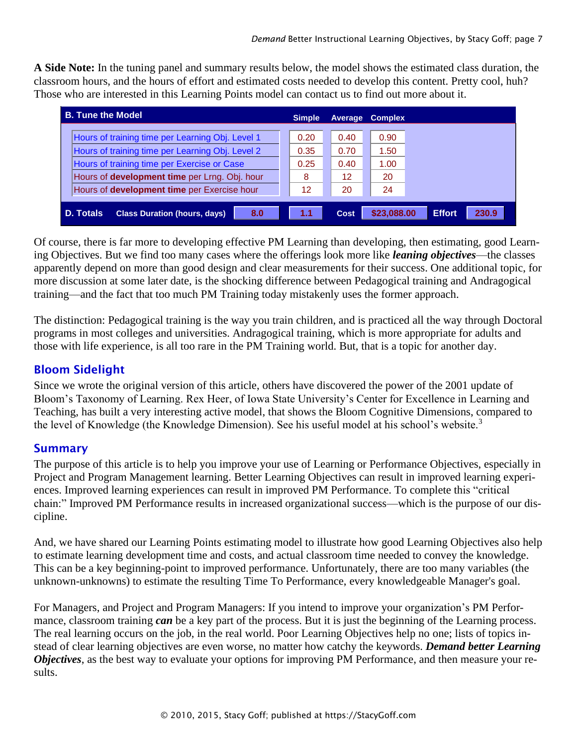**A Side Note:** In the tuning panel and summary results below, the model shows the estimated class duration, the classroom hours, and the hours of effort and estimated costs needed to develop this content. Pretty cool, huh? Those who are interested in this Learning Points model can contact us to find out more about it.

| B. Tune the Model | Simple | Average | Complex |
| --- | --- | --- | --- |
| Hours of training time per Learning Obj. Level 1 | 0.20 | 0.40 | 0.90 |
| Hours of training time per Learning Obj. Level 2 | 0.35 | 0.70 | 1.50 |
| Hours of training time per Exercise or Case | 0.25 | 0.40 | 1.00 |
| Hours of **development time** per Lrng. Obj. hour | 8 | 12 | 20 |
| Hours of **development time** per Exercise hour | 12 | 20 | 24 |

| D. Totals | Class Duration (hours, days) | 8.0 | 1.1 | Cost | $23,088.00 | Effort | 230.9 |
| --- | --- | --- | --- | --- | --- | --- | --- |

Of course, there is far more to developing effective PM Learning than developing, then estimating, good Learning Objectives. But we find too many cases where the offerings look more like ***leaning objectives***—the classes apparently depend on more than good design and clear measurements for their success. One additional topic, for more discussion at some later date, is the shocking difference between Pedagogical training and Andragogical training—and the fact that too much PM Training today mistakenly uses the former approach.

The distinction: Pedagogical training is the way you train children, and is practiced all the way through Doctoral programs in most colleges and universities. Andragogical training, which is more appropriate for adults and those with life experience, is all too rare in the PM Training world. But, that is a topic for another day.

## Bloom Sidelight

Since we wrote the original version of this article, others have discovered the power of the 2001 update of Bloom's Taxonomy of Learning. Rex Heer, of Iowa State University's Center for Excellence in Learning and Teaching, has built a very interesting active model, that shows the Bloom Cognitive Dimensions, compared to the level of Knowledge (the Knowledge Dimension). See his useful model at his school's website.[3]

## Summary

The purpose of this article is to help you improve your use of Learning or Performance Objectives, especially in Project and Program Management learning. Better Learning Objectives can result in improved learning experiences. Improved learning experiences can result in improved PM Performance. To complete this "critical chain:" Improved PM Performance results in increased organizational success—which is the purpose of our discipline.

And, we have shared our Learning Points estimating model to illustrate how good Learning Objectives also help to estimate learning development time and costs, and actual classroom time needed to convey the knowledge. This can be a key beginning-point to improved performance. Unfortunately, there are too many variables (the unknown-unknowns) to estimate the resulting Time To Performance, every knowledgeable Manager's goal.

For Managers, and Project and Program Managers: If you intend to improve your organization's PM Performance, classroom training ***can*** be a key part of the process. But it is just the beginning of the Learning process. The real learning occurs on the job, in the real world. Poor Learning Objectives help no one; lists of topics instead of clear learning objectives are even worse, no matter how catchy the keywords. ***Demand better Learning Objectives***, as the best way to evaluate your options for improving PM Performance, and then measure your results.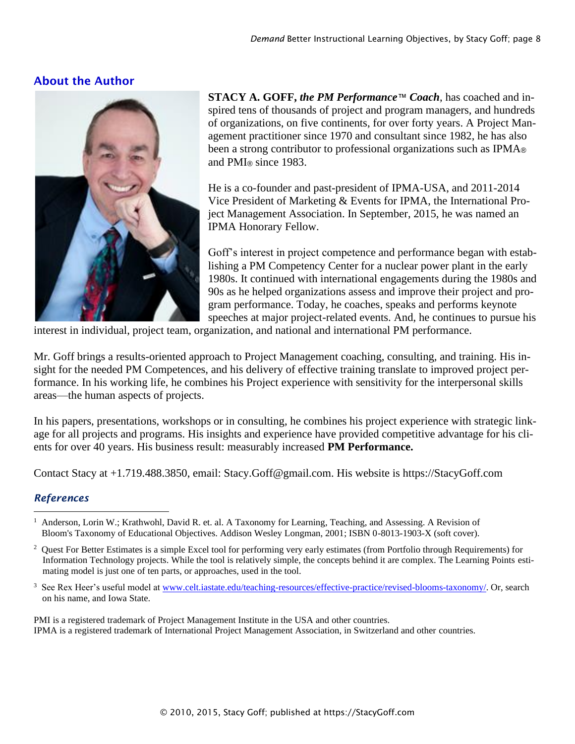## About the Author

**STACY A. GOFF, *the PM Performance™ Coach***, has coached and inspired tens of thousands of project and program managers, and hundreds of organizations, on five continents, for over forty years. A Project Management practitioner since 1970 and consultant since 1982, he has also been a strong contributor to professional organizations such as IPMA® and PMI® since 1983.

He is a co-founder and past-president of IPMA-USA, and 2011-2014 Vice President of Marketing & Events for IPMA, the International Project Management Association. In September, 2015, he was named an IPMA Honorary Fellow.

Goff's interest in project competence and performance began with establishing a PM Competency Center for a nuclear power plant in the early 1980s. It continued with international engagements during the 1980s and 90s as he helped organizations assess and improve their project and program performance. Today, he coaches, speaks and performs keynote speeches at major project-related events. And, he continues to pursue his interest in individual, project team, organization, and national and international PM performance.

Mr. Goff brings a results-oriented approach to Project Management coaching, consulting, and training. His insight for the needed PM Competences, and his delivery of effective training translate to improved project performance. In his working life, he combines his Project experience with sensitivity for the interpersonal skills areas—the human aspects of projects.

In his papers, presentations, workshops or in consulting, he combines his project experience with strategic linkage for all projects and programs. His insights and experience have provided competitive advantage for his clients for over 40 years. His business result: measurably increased **PM Performance.**

Contact Stacy at +1.719.488.3850, email: Stacy.Goff@gmail.com. His website is https://StacyGoff.com

### *References*

[1] Anderson, Lorin W.; Krathwohl, David R. et. al. A Taxonomy for Learning, Teaching, and Assessing. A Revision of Bloom's Taxonomy of Educational Objectives. Addison Wesley Longman, 2001; ISBN 0-8013-1903-X (soft cover).

[2] Quest For Better Estimates is a simple Excel tool for performing very early estimates (from Portfolio through Requirements) for Information Technology projects. While the tool is relatively simple, the concepts behind it are complex. The Learning Points estimating model is just one of ten parts, or approaches, used in the tool.

[3] See Rex Heer's useful model at www.celt.iastate.edu/teaching-resources/effective-practice/revised-blooms-taxonomy/. Or, search on his name, and Iowa State.

PMI is a registered trademark of Project Management Institute in the USA and other countries.
IPMA is a registered trademark of International Project Management Association, in Switzerland and other countries.

© 2010, 2015, Stacy Goff; published at https://StacyGoff.com